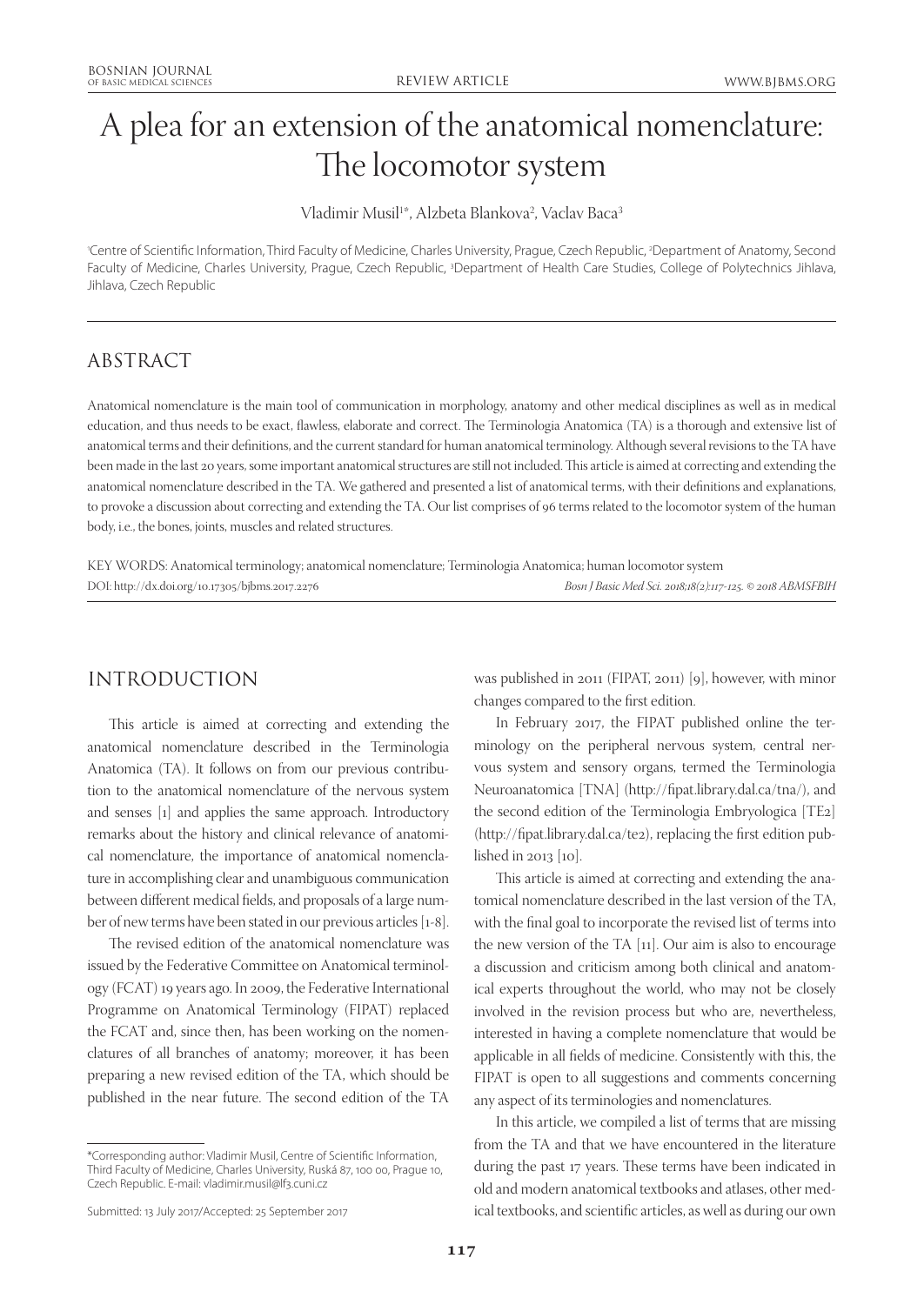# A plea for an extension of the anatomical nomenclature: The locomotor system

Vladimir Musil[1*], Alzbeta Blankova[2], Vaclav Baca[3]

[1]Centre of Scientific Information, Third Faculty of Medicine, Charles University, Prague, Czech Republic, [2]Department of Anatomy, Second Faculty of Medicine, Charles University, Prague, Czech Republic, [3]Department of Health Care Studies, College of Polytechnics Jihlava, Jihlava, Czech Republic

## ABSTRACT

Anatomical nomenclature is the main tool of communication in morphology, anatomy and other medical disciplines as well as in medical education, and thus needs to be exact, flawless, elaborate and correct. The Terminologia Anatomica (TA) is a thorough and extensive list of anatomical terms and their definitions, and the current standard for human anatomical terminology. Although several revisions to the TA have been made in the last 20 years, some important anatomical structures are still not included. This article is aimed at correcting and extending the anatomical nomenclature described in the TA. We gathered and presented a list of anatomical terms, with their definitions and explanations, to provoke a discussion about correcting and extending the TA. Our list comprises of 96 terms related to the locomotor system of the human body, i.e., the bones, joints, muscles and related structures.

KEY WORDS: Anatomical terminology; anatomical nomenclature; Terminologia Anatomica; human locomotor system

DOI: http://dx.doi.org/10.17305/bjbms.2017.2276 *Bosn J Basic Med Sci. 2018;18(2):117-125. © 2018 ABMSFBIH*

## INTRODUCTION

This article is aimed at correcting and extending the anatomical nomenclature described in the Terminologia Anatomica (TA). It follows on from our previous contribution to the anatomical nomenclature of the nervous system and senses [1] and applies the same approach. Introductory remarks about the history and clinical relevance of anatomical nomenclature, the importance of anatomical nomenclature in accomplishing clear and unambiguous communication between different medical fields, and proposals of a large number of new terms have been stated in our previous articles [1-8].

The revised edition of the anatomical nomenclature was issued by the Federative Committee on Anatomical terminology (FCAT) 19 years ago. In 2009, the Federative International Programme on Anatomical Terminology (FIPAT) replaced the FCAT and, since then, has been working on the nomenclatures of all branches of anatomy; moreover, it has been preparing a new revised edition of the TA, which should be published in the near future. The second edition of the TA was published in 2011 (FIPAT, 2011) [9], however, with minor changes compared to the first edition.

In February 2017, the FIPAT published online the terminology on the peripheral nervous system, central nervous system and sensory organs, termed the Terminologia Neuroanatomica [TNA] (http://fipat.library.dal.ca/tna/), and the second edition of the Terminologia Embryologica [TE2] (http://fipat.library.dal.ca/te2), replacing the first edition published in 2013 [10].

This article is aimed at correcting and extending the anatomical nomenclature described in the last version of the TA, with the final goal to incorporate the revised list of terms into the new version of the TA [11]. Our aim is also to encourage a discussion and criticism among both clinical and anatomical experts throughout the world, who may not be closely involved in the revision process but who are, nevertheless, interested in having a complete nomenclature that would be applicable in all fields of medicine. Consistently with this, the FIPAT is open to all suggestions and comments concerning any aspect of its terminologies and nomenclatures.

In this article, we compiled a list of terms that are missing from the TA and that we have encountered in the literature during the past 17 years. These terms have been indicated in old and modern anatomical textbooks and atlases, other medical textbooks, and scientific articles, as well as during our own

*Corresponding author: Vladimir Musil, Centre of Scientific Information, Third Faculty of Medicine, Charles University, Ruská 87, 100 00, Prague 10, Czech Republic. E-mail: vladimir.musil@lf3.cuni.cz

Submitted: 13 July 2017/Accepted: 25 September 2017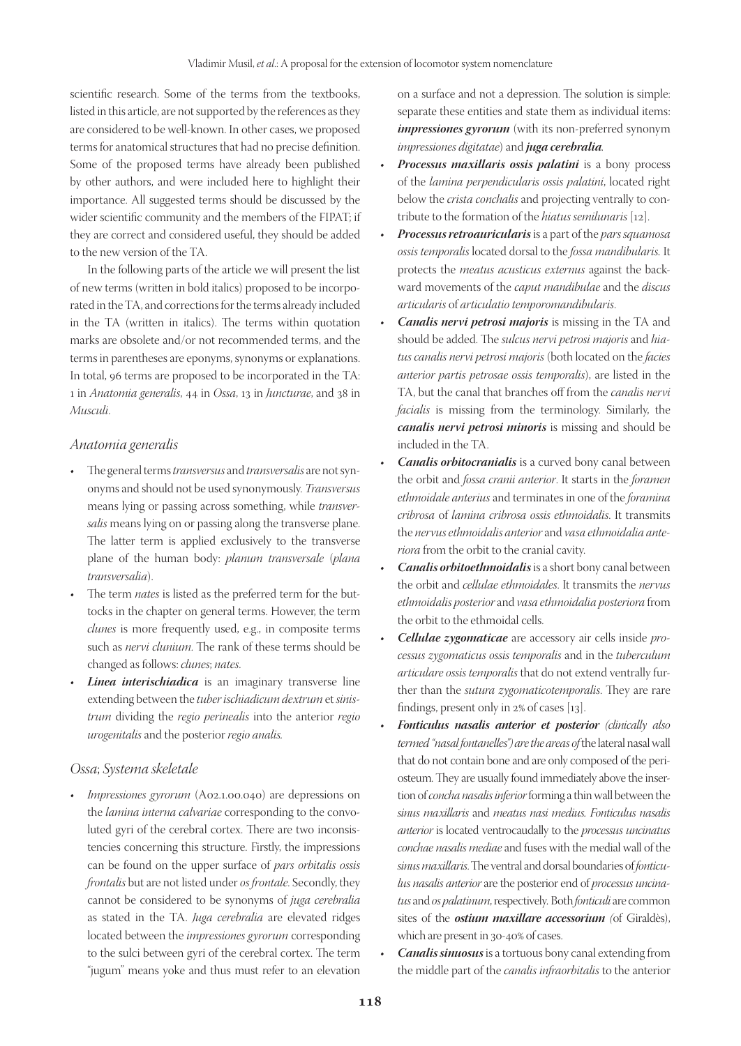scientific research. Some of the terms from the textbooks, listed in this article, are not supported by the references as they are considered to be well-known. In other cases, we proposed terms for anatomical structures that had no precise definition. Some of the proposed terms have already been published by other authors, and were included here to highlight their importance. All suggested terms should be discussed by the wider scientific community and the members of the FIPAT; if they are correct and considered useful, they should be added to the new version of the TA.

In the following parts of the article we will present the list of new terms (written in bold italics) proposed to be incorporated in the TA, and corrections for the terms already included in the TA (written in italics). The terms within quotation marks are obsolete and/or not recommended terms, and the terms in parentheses are eponyms, synonyms or explanations. In total, 96 terms are proposed to be incorporated in the TA: 1 in *Anatomia generalis*, 44 in *Ossa*, 13 in *Juncturae*, and 38 in *Musculi*.

## *Anatomia generalis*

- The general terms *transversus* and *transversalis* are not synonyms and should not be used synonymously. *Transversus* means lying or passing across something, while *transversalis* means lying on or passing along the transverse plane. The latter term is applied exclusively to the transverse plane of the human body: *planum transversale* (*plana transversalia*).
- The term *nates* is listed as the preferred term for the buttocks in the chapter on general terms. However, the term *clunes* is more frequently used, e.g., in composite terms such as *nervi clunium*. The rank of these terms should be changed as follows: *clunes*; *nates*.
- ***Linea interischiadica*** is an imaginary transverse line extending between the *tuber ischiadicum dextrum* et *sinistrum* dividing the *regio perinealis* into the anterior *regio urogenitalis* and the posterior *regio analis*.

## *Ossa*; *Systema skeletale*

- *Impressiones gyrorum* (A02.1.00.040) are depressions on the *lamina interna calvariae* corresponding to the convoluted gyri of the cerebral cortex. There are two inconsistencies concerning this structure. Firstly, the impressions can be found on the upper surface of *pars orbitalis ossis frontalis* but are not listed under *os frontale*. Secondly, they cannot be considered to be synonyms of *juga cerebralia* as stated in the TA. *Juga cerebralia* are elevated ridges located between the *impressiones gyrorum* corresponding to the sulci between gyri of the cerebral cortex. The term "jugum" means yoke and thus must refer to an elevation on a surface and not a depression. The solution is simple: separate these entities and state them as individual items: ***impressiones gyrorum*** (with its non-preferred synonym *impressiones digitatae*) and ***juga cerebralia***.
- ***Processus maxillaris ossis palatini*** is a bony process of the *lamina perpendicularis ossis palatini*, located right below the *crista conchalis* and projecting ventrally to contribute to the formation of the *hiatus semilunaris* [12].
- ***Processus retroauricularis*** is a part of the *pars squamosa ossis temporalis* located dorsal to the *fossa mandibularis*. It protects the *meatus acusticus externus* against the backward movements of the *caput mandibulae* and the *discus articularis* of *articulatio temporomandibularis*.
- ***Canalis nervi petrosi majoris*** is missing in the TA and should be added. The *sulcus nervi petrosi majoris* and *hiatus canalis nervi petrosi majoris* (both located on the *facies anterior partis petrosae ossis temporalis*), are listed in the TA, but the canal that branches off from the *canalis nervi facialis* is missing from the terminology. Similarly, the ***canalis nervi petrosi minoris*** is missing and should be included in the TA.
- ***Canalis orbitocranialis*** is a curved bony canal between the orbit and *fossa cranii anterior*. It starts in the *foramen ethmoidale anterius* and terminates in one of the *foramina cribrosa* of *lamina cribrosa ossis ethmoidalis*. It transmits the *nervus ethmoidalis anterior* and *vasa ethmoidalia anteriora* from the orbit to the cranial cavity.
- ***Canalis orbitoethmoidalis*** is a short bony canal between the orbit and *cellulae ethmoidales*. It transmits the *nervus ethmoidalis posterior* and *vasa ethmoidalia posteriora* from the orbit to the ethmoidal cells.
- ***Cellulae zygomaticae*** are accessory air cells inside *processus zygomaticus ossis temporalis* and in the *tuberculum articulare ossis temporalis* that do not extend ventrally further than the *sutura zygomaticotemporalis*. They are rare findings, present only in 2% of cases [13].
- ***Fonticulus nasalis anterior et posterior*** *(clinically also termed "nasal fontanelles") are the areas of* the lateral nasal wall that do not contain bone and are only composed of the periosteum. They are usually found immediately above the insertion of *concha nasalis inferior* forming a thin wall between the *sinus maxillaris* and *meatus nasi medius*. *Fonticulus nasalis anterior* is located ventrocaudally to the *processus uncinatus conchae nasalis mediae* and fuses with the medial wall of the *sinus maxillaris*. The ventral and dorsal boundaries of *fonticulus nasalis anterior* are the posterior end of *processus uncinatus* and *os palatinum*, respectively. Both *fonticuli* are common sites of the ***ostium maxillare accessorium*** *(*of Giraldès), which are present in 30-40% of cases.
- ***Canalis sinuosus*** is a tortuous bony canal extending from the middle part of the *canalis infraorbitalis* to the anterior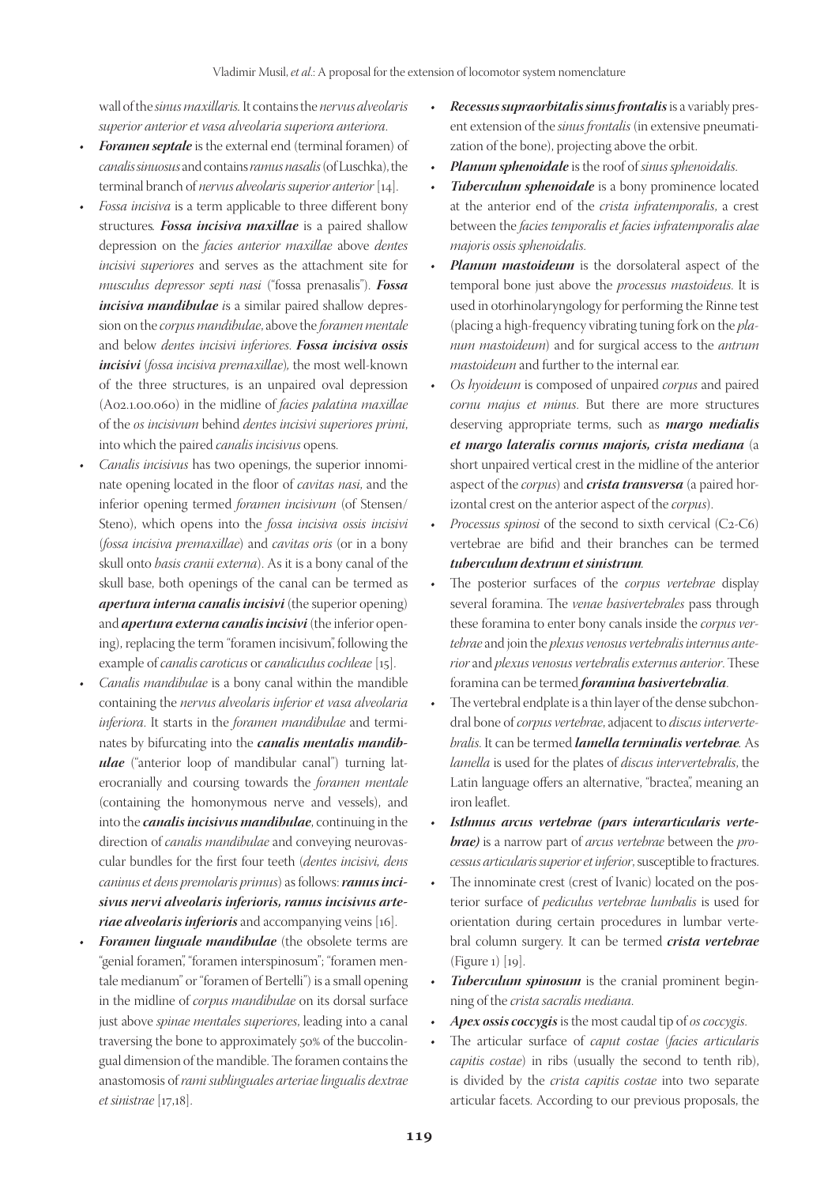wall of the *sinus maxillaris*. It contains the *nervus alveolaris superior anterior et vasa alveolaria superiora anteriora*.

- ***Foramen septale*** is the external end (terminal foramen) of *canalis sinuosus* and contains *ramus nasalis* (of Luschka), the terminal branch of *nervus alveolaris superior anterior* [14].
- *Fossa incisiva* is a term applicable to three different bony structures. ***Fossa incisiva maxillae*** is a paired shallow depression on the *facies anterior maxillae* above *dentes incisivi superiores* and serves as the attachment site for *musculus depressor septi nasi* ("fossa prenasalis"). ***Fossa incisiva mandibulae*** is a similar paired shallow depression on the *corpus mandibulae*, above the *foramen mentale* and below *dentes incisivi inferiores*. ***Fossa incisiva ossis incisivi*** (*fossa incisiva premaxillae*), the most well-known of the three structures, is an unpaired oval depression (A02.1.00.060) in the midline of *facies palatina maxillae* of the *os incisivum* behind *dentes incisivi superiores primi*, into which the paired *canalis incisivus* opens.
- *Canalis incisivus* has two openings, the superior innominate opening located in the floor of *cavitas nasi*, and the inferior opening termed *foramen incisivum* (of Stensen/Steno), which opens into the *fossa incisiva ossis incisivi* (*fossa incisiva premaxillae*) and *cavitas oris* (or in a bony skull onto *basis cranii externa*). As it is a bony canal of the skull base, both openings of the canal can be termed as ***apertura interna canalis incisivi*** (the superior opening) and ***apertura externa canalis incisivi*** (the inferior opening), replacing the term "foramen incisivum", following the example of *canalis caroticus* or *canaliculus cochleae* [15].
- *Canalis mandibulae* is a bony canal within the mandible containing the *nervus alveolaris inferior et vasa alveolaria inferiora*. It starts in the *foramen mandibulae* and terminates by bifurcating into the ***canalis mentalis mandibulae*** ("anterior loop of mandibular canal") turning laterocranially and coursing towards the *foramen mentale* (containing the homonymous nerve and vessels), and into the ***canalis incisivus mandibulae***, continuing in the direction of *canalis mandibulae* and conveying neurovascular bundles for the first four teeth (*dentes incisivi, dens caninus et dens premolaris primus*) as follows: ***ramus incisivus nervi alveolaris inferioris, ramus incisivus arteriae alveolaris inferioris*** and accompanying veins [16].
- ***Foramen linguale mandibulae*** (the obsolete terms are "genial foramen", "foramen interspinosum"; "foramen mentale medianum" or "foramen of Bertelli") is a small opening in the midline of *corpus mandibulae* on its dorsal surface just above *spinae mentales superiores*, leading into a canal traversing the bone to approximately 50% of the buccolingual dimension of the mandible. The foramen contains the anastomosis of *rami sublinguales arteriae lingualis dextrae et sinistrae* [17,18].
- ***Recessus supraorbitalis sinus frontalis*** is a variably present extension of the *sinus frontalis* (in extensive pneumatization of the bone), projecting above the orbit.
- ***Planum sphenoidale*** is the roof of *sinus sphenoidalis*.
- ***Tuberculum sphenoidale*** is a bony prominence located at the anterior end of the *crista infratemporalis*, a crest between the *facies temporalis et facies infratemporalis alae majoris ossis sphenoidalis*.
- ***Planum mastoideum*** is the dorsolateral aspect of the temporal bone just above the *processus mastoideus*. It is used in otorhinolaryngology for performing the Rinne test (placing a high-frequency vibrating tuning fork on the *planum mastoideum*) and for surgical access to the *antrum mastoideum* and further to the internal ear.
- *Os hyoideum* is composed of unpaired *corpus* and paired *cornu majus et minus*. But there are more structures deserving appropriate terms, such as ***margo medialis et margo lateralis cornus majoris, crista mediana*** (a short unpaired vertical crest in the midline of the anterior aspect of the *corpus*) and ***crista transversa*** (a paired horizontal crest on the anterior aspect of the *corpus*).
- *Processus spinosi* of the second to sixth cervical (C2-C6) vertebrae are bifid and their branches can be termed ***tuberculum dextrum et sinistrum***.
- The posterior surfaces of the *corpus vertebrae* display several foramina. The *venae basivertebrales* pass through these foramina to enter bony canals inside the *corpus vertebrae* and join the *plexus venosus vertebralis internus anterior* and *plexus venosus vertebralis externus anterior*. These foramina can be termed ***foramina basivertebralia***.
- The vertebral endplate is a thin layer of the dense subchondral bone of *corpus vertebrae*, adjacent to *discus intervertebralis*. It can be termed ***lamella terminalis vertebrae***. As *lamella* is used for the plates of *discus intervertebralis*, the Latin language offers an alternative, "bractea", meaning an iron leaflet.
- ***Isthmus arcus vertebrae (pars interarticularis vertebrae)*** is a narrow part of *arcus vertebrae* between the *processus articularis superior et inferior*, susceptible to fractures.
- The innominate crest (crest of Ivanic) located on the posterior surface of *pediculus vertebrae lumbalis* is used for orientation during certain procedures in lumbar vertebral column surgery. It can be termed ***crista vertebrae*** (Figure 1) [19].
- ***Tuberculum spinosum*** is the cranial prominent beginning of the *crista sacralis mediana*.
- ***Apex ossis coccygis*** is the most caudal tip of *os coccygis*.
- The articular surface of *caput costae* (*facies articularis capitis costae*) in ribs (usually the second to tenth rib), is divided by the *crista capitis costae* into two separate articular facets. According to our previous proposals, the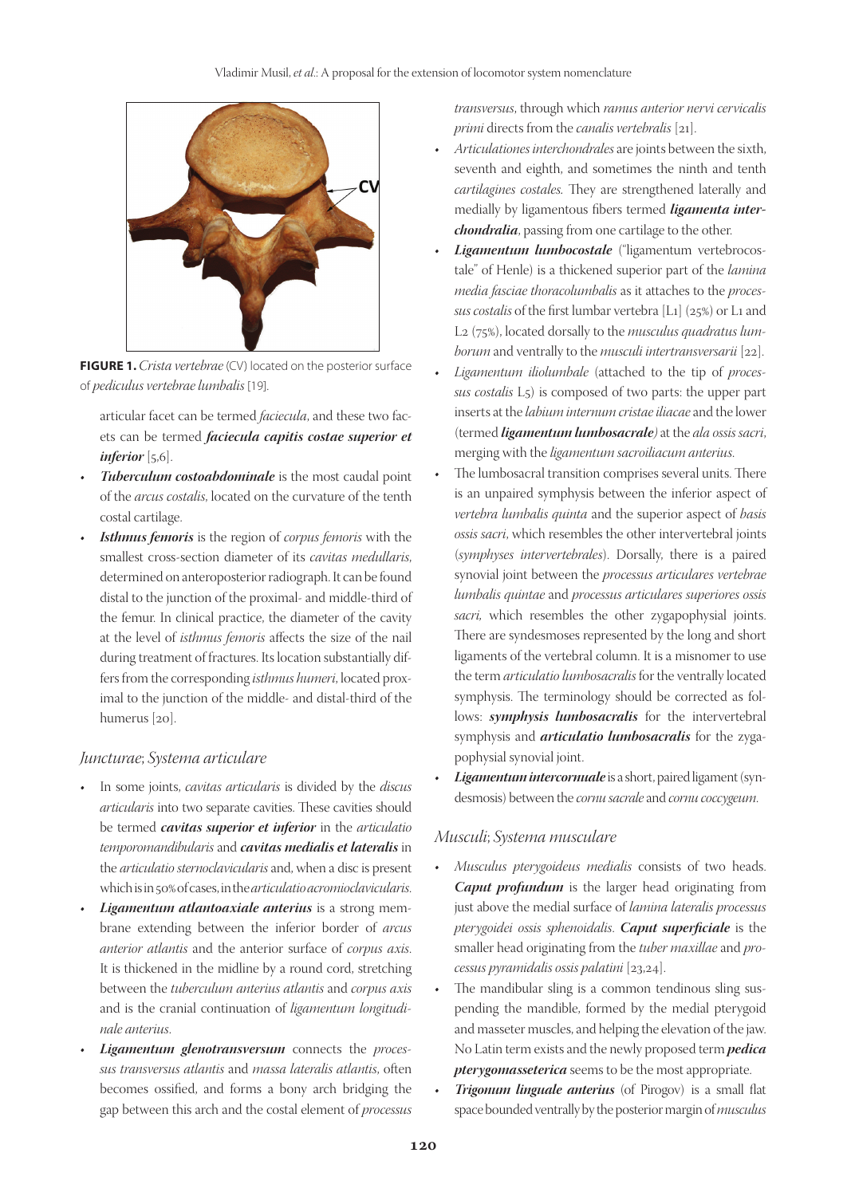FIGURE 1. *Crista vertebrae* (CV) located on the posterior surface of *pediculus vertebrae lumbalis* [19].

articular facet can be termed *faciecula*, and these two facets can be termed ***faciecula capitis costae superior et inferior*** [5,6].

- ***Tuberculum costoabdominale*** is the most caudal point of the *arcus costalis*, located on the curvature of the tenth costal cartilage.
- ***Isthmus femoris*** is the region of *corpus femoris* with the smallest cross-section diameter of its *cavitas medullaris*, determined on anteroposterior radiograph. It can be found distal to the junction of the proximal- and middle-third of the femur. In clinical practice, the diameter of the cavity at the level of *isthmus femoris* affects the size of the nail during treatment of fractures. Its location substantially differs from the corresponding *isthmus humeri*, located proximal to the junction of the middle- and distal-third of the humerus [20].

## *Juncturae*; *Systema articulare*

- In some joints, *cavitas articularis* is divided by the *discus articularis* into two separate cavities. These cavities should be termed ***cavitas superior et inferior*** in the *articulatio temporomandibularis* and ***cavitas medialis et lateralis*** in the *articulatio sternoclavicularis* and, when a disc is present which is in 50% of cases, in the *articulatio acromioclavicularis*.
- ***Ligamentum atlantoaxiale anterius*** is a strong membrane extending between the inferior border of *arcus anterior atlantis* and the anterior surface of *corpus axis*. It is thickened in the midline by a round cord, stretching between the *tuberculum anterius atlantis* and *corpus axis* and is the cranial continuation of *ligamentum longitudinale anterius*.
- ***Ligamentum glenotransversum*** connects the *processus transversus atlantis* and *massa lateralis atlantis*, often becomes ossified, and forms a bony arch bridging the gap between this arch and the costal element of *processus transversus*, through which *ramus anterior nervi cervicalis primi* directs from the *canalis vertebralis* [21].
- *Articulationes interchondrales* are joints between the sixth, seventh and eighth, and sometimes the ninth and tenth *cartilagines costales*. They are strengthened laterally and medially by ligamentous fibers termed ***ligamenta interchondralia***, passing from one cartilage to the other.
- ***Ligamentum lumbocostale*** ("ligamentum vertebrocostale" of Henle) is a thickened superior part of the *lamina media fasciae thoracolumbalis* as it attaches to the *processus costalis* of the first lumbar vertebra [L1] (25%) or L1 and L2 (75%), located dorsally to the *musculus quadratus lumborum* and ventrally to the *musculi intertransversarii* [22].
- *Ligamentum iliolumbale* (attached to the tip of *processus costalis* L5) is composed of two parts: the upper part inserts at the *labium internum cristae iliacae* and the lower (termed ***ligamentum lumbosacrale***) at the *ala ossis sacri*, merging with the *ligamentum sacroiliacum anterius*.
- The lumbosacral transition comprises several units. There is an unpaired symphysis between the inferior aspect of *vertebra lumbalis quinta* and the superior aspect of *basis ossis sacri*, which resembles the other intervertebral joints (*symphyses intervertebrales*). Dorsally, there is a paired synovial joint between the *processus articulares vertebrae lumbalis quintae* and *processus articulares superiores ossis sacri*, which resembles the other zygapophysial joints. There are syndesmoses represented by the long and short ligaments of the vertebral column. It is a misnomer to use the term *articulatio lumbosacralis* for the ventrally located symphysis. The terminology should be corrected as follows: ***symphysis lumbosacralis*** for the intervertebral symphysis and ***articulatio lumbosacralis*** for the zygapophysial synovial joint.
- ***Ligamentum intercornuale*** is a short, paired ligament (syndesmosis) between the *cornu sacrale* and *cornu coccygeum*.

## *Musculi*; *Systema musculare*

- *Musculus pterygoideus medialis* consists of two heads. ***Caput profundum*** is the larger head originating from just above the medial surface of *lamina lateralis processus pterygoidei ossis sphenoidalis*. ***Caput superficiale*** is the smaller head originating from the *tuber maxillae* and *processus pyramidalis ossis palatini* [23,24].
- The mandibular sling is a common tendinous sling suspending the mandible, formed by the medial pterygoid and masseter muscles, and helping the elevation of the jaw. No Latin term exists and the newly proposed term ***pedica pterygomasseterica*** seems to be the most appropriate.
- ***Trigonum linguale anterius*** (of Pirogov) is a small flat space bounded ventrally by the posterior margin of *musculus*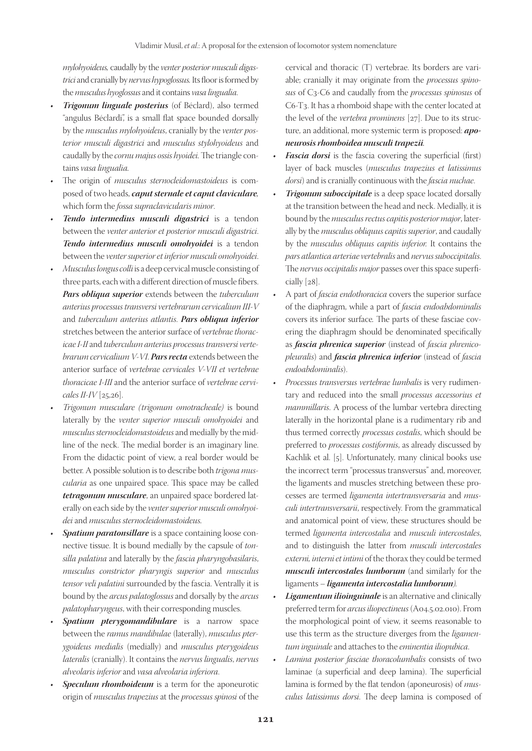*mylohyoideus,* caudally by the *venter posterior musculi digastrici* and cranially by *nervus hypoglossus.* Its floor is formed by the *musculus hyoglossus* and it contains *vasa lingualia.*

- ***Trigonum linguale posterius*** (of Béclard), also termed "angulus Béclardi", is a small flat space bounded dorsally by the *musculus mylohyoideus*, cranially by the *venter posterior musculi digastrici* and *musculus stylohyoideus* and caudally by the *cornu majus ossis hyoidei.* The triangle contains *vasa lingualia.*
- The origin of *musculus sternocleidomastoideus* is composed of two heads, ***caput sternale et caput claviculare,*** which form the *fossa supraclavicularis minor.*
- ***Tendo intermedius musculi digastrici*** is a tendon between the *venter anterior et posterior musculi digastrici.* ***Tendo intermedius musculi omohyoidei*** is a tendon between the *venter superior et inferior musculi omohyoidei.*
- *Musculus longus colli* is a deep cervical muscle consisting of three parts, each with a different direction of muscle fibers. ***Pars obliqua superior*** extends between the *tuberculum anterius processus transversi vertebrarum cervicalium III-V* and *tuberculum anterius atlantis.* ***Pars obliqua inferior*** stretches between the anterior surface of *vertebrae thoracicae I-II* and *tuberculum anterius processus transversi vertebrarum cervicalium V-VI.* ***Pars recta*** extends between the anterior surface of *vertebrae cervicales V-VII et vertebrae thoracicae I-III* and the anterior surface of *vertebrae cervicales II-IV* [25,26].
- *Trigonum musculare (trigonum omotracheale)* is bound laterally by the *venter superior musculi omohyoidei* and *musculus sternocleidomastoideus* and medially by the midline of the neck. The medial border is an imaginary line. From the didactic point of view, a real border would be better. A possible solution is to describe both *trigona muscularia* as one unpaired space. This space may be called ***tetragonum musculare***, an unpaired space bordered laterally on each side by the *venter superior musculi omohyoidei* and *musculus sternocleidomastoideus.*
- ***Spatium paratonsillare*** is a space containing loose connective tissue. It is bound medially by the capsule of *tonsilla palatina* and laterally by the *fascia pharyngobasilaris*, *musculus constrictor pharyngis superior* and *musculus tensor veli palatini* surrounded by the fascia. Ventrally it is bound by the *arcus palatoglossus* and dorsally by the *arcus palatopharyngeus*, with their corresponding muscles.
- ***Spatium pterygomandibulare*** is a narrow space between the *ramus mandibulae* (laterally), *musculus pterygoideus medialis* (medially) and *musculus pterygoideus lateralis* (cranially). It contains the *nervus lingualis*, *nervus alveolaris inferior* and *vasa alveolaria inferiora.*
- ***Speculum rhomboideum*** is a term for the aponeurotic origin of *musculus trapezius* at the *processus spinosi* of the cervical and thoracic (T) vertebrae. Its borders are variable; cranially it may originate from the *processus spinosus* of C3-C6 and caudally from the *processus spinosus* of C6-T3. It has a rhomboid shape with the center located at the level of the *vertebra prominens* [27]. Due to its structure, an additional, more systemic term is proposed: ***aponeurosis rhomboidea musculi trapezii.***
- ***Fascia dorsi*** is the fascia covering the superficial (first) layer of back muscles (*musculus trapezius et latissimus dorsi*) and is cranially continuous with the *fascia nuchae.*
- ***Trigonum suboccipitale*** is a deep space located dorsally at the transition between the head and neck. Medially, it is bound by the *musculus rectus capitis posterior major*, laterally by the *musculus obliquus capitis superior*, and caudally by the *musculus obliquus capitis inferior.* It contains the *pars atlantica arteriae vertebralis* and *nervus suboccipitalis.* The *nervus occipitalis major* passes over this space superficially [28].
- A part of *fascia endothoracica* covers the superior surface of the diaphragm, while a part of *fascia endoabdominalis* covers its inferior surface. The parts of these fasciae covering the diaphragm should be denominated specifically as ***fascia phrenica superior*** (instead of *fascia phrenicopleuralis*) and ***fascia phrenica inferior*** (instead of *fascia endoabdominalis*).
- *Processus transversus vertebrae lumbalis* is very rudimentary and reduced into the small *processus accessorius et mammillaris.* A process of the lumbar vertebra directing laterally in the horizontal plane is a rudimentary rib and thus termed correctly *processus costalis*, which should be preferred to *processus costiformis*, as already discussed by Kachlik et al. [5]. Unfortunately, many clinical books use the incorrect term "processus transversus" and, moreover, the ligaments and muscles stretching between these processes are termed *ligamenta intertransversaria* and *musculi intertransversarii*, respectively. From the grammatical and anatomical point of view, these structures should be termed *ligamenta intercostalia* and *musculi intercostales*, and to distinguish the latter from *musculi intercostales externi, interni et intimi* of the thorax they could be termed ***musculi intercostales lumborum*** (and similarly for the ligaments – ***ligamenta intercostalia lumborum****).*
- ***Ligamentum ilioinguinale*** is an alternative and clinically preferred term for *arcus iliopectineus* (A04.5.02.010). From the morphological point of view, it seems reasonable to use this term as the structure diverges from the *ligamentum inguinale* and attaches to the *eminentia iliopubica.*
- *Lamina posterior fasciae thoracolumbalis* consists of two laminae (a superficial and deep lamina). The superficial lamina is formed by the flat tendon (aponeurosis) of *musculus latissimus dorsi.* The deep lamina is composed of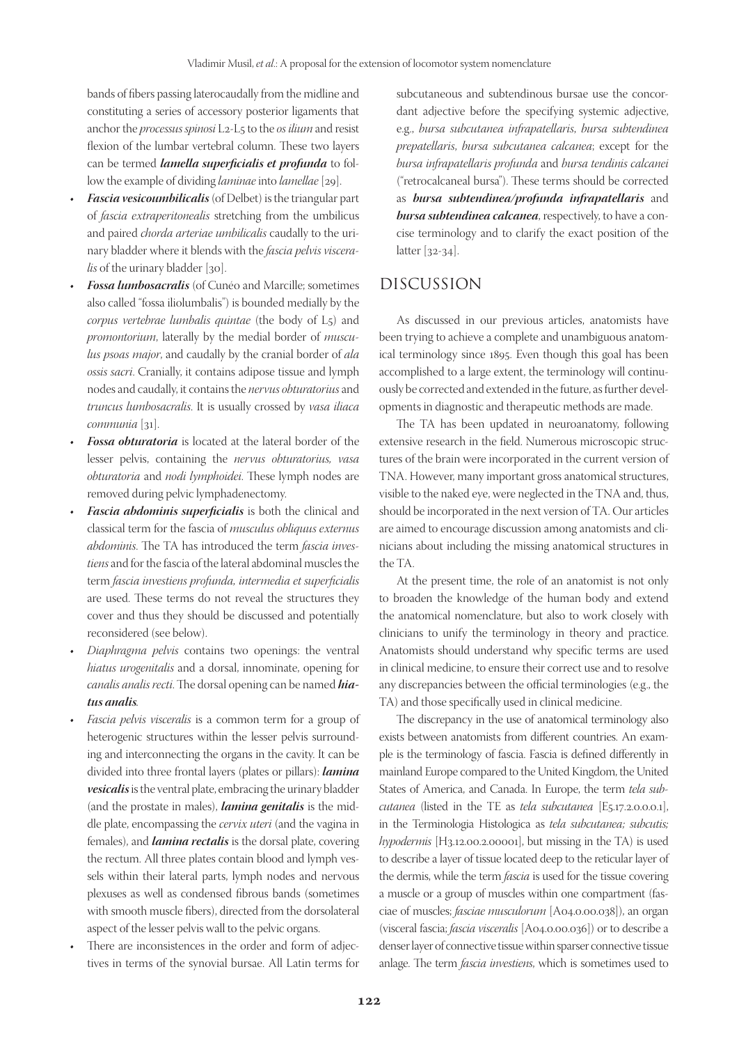bands of fibers passing laterocaudally from the midline and constituting a series of accessory posterior ligaments that anchor the *processus spinosi* L2-L5 to the *os ilium* and resist flexion of the lumbar vertebral column. These two layers can be termed ***lamella superficialis et profunda*** to follow the example of dividing *laminae* into *lamellae* [29].

- ***Fascia vesicoumbilicalis*** (of Delbet) is the triangular part of *fascia extraperitonealis* stretching from the umbilicus and paired *chorda arteriae umbilicalis* caudally to the urinary bladder where it blends with the *fascia pelvis visceralis* of the urinary bladder [30].
- ***Fossa lumbosacralis*** (of Cunéo and Marcille; sometimes also called "fossa iliolumbalis") is bounded medially by the *corpus vertebrae lumbalis quintae* (the body of L5) and *promontorium*, laterally by the medial border of *musculus psoas major*, and caudally by the cranial border of *ala ossis sacri*. Cranially, it contains adipose tissue and lymph nodes and caudally, it contains the *nervus obturatorius* and *truncus lumbosacralis*. It is usually crossed by *vasa iliaca communia* [31].
- ***Fossa obturatoria*** is located at the lateral border of the lesser pelvis, containing the *nervus obturatorius, vasa obturatoria* and *nodi lymphoidei*. These lymph nodes are removed during pelvic lymphadenectomy.
- ***Fascia abdominis superficialis*** is both the clinical and classical term for the fascia of *musculus obliquus externus abdominis*. The TA has introduced the term *fascia investiens* and for the fascia of the lateral abdominal muscles the term *fascia investiens profunda, intermedia et superficialis* are used. These terms do not reveal the structures they cover and thus they should be discussed and potentially reconsidered (see below).
- *Diaphragma pelvis* contains two openings: the ventral *hiatus urogenitalis* and a dorsal, innominate, opening for *canalis analis recti*. The dorsal opening can be named ***hiatus analis***.
- *Fascia pelvis visceralis* is a common term for a group of heterogenic structures within the lesser pelvis surrounding and interconnecting the organs in the cavity. It can be divided into three frontal layers (plates or pillars): ***lamina vesicalis*** is the ventral plate, embracing the urinary bladder (and the prostate in males), ***lamina genitalis*** is the middle plate, encompassing the *cervix uteri* (and the vagina in females), and ***lamina rectalis*** is the dorsal plate, covering the rectum. All three plates contain blood and lymph vessels within their lateral parts, lymph nodes and nervous plexuses as well as condensed fibrous bands (sometimes with smooth muscle fibers), directed from the dorsolateral aspect of the lesser pelvis wall to the pelvic organs.
- There are inconsistences in the order and form of adjectives in terms of the synovial bursae. All Latin terms for subcutaneous and subtendinous bursae use the concordant adjective before the specifying systemic adjective, e.g., *bursa subcutanea infrapatellaris*, *bursa subtendinea prepatellaris*, *bursa subcutanea calcanea*; except for the *bursa infrapatellaris profunda* and *bursa tendinis calcanei* ("retrocalcaneal bursa"). These terms should be corrected as ***bursa subtendinea/profunda infrapatellaris*** and ***bursa subtendinea calcanea***, respectively, to have a concise terminology and to clarify the exact position of the latter [32-34].

## DISCUSSION

As discussed in our previous articles, anatomists have been trying to achieve a complete and unambiguous anatomical terminology since 1895. Even though this goal has been accomplished to a large extent, the terminology will continuously be corrected and extended in the future, as further developments in diagnostic and therapeutic methods are made.

The TA has been updated in neuroanatomy, following extensive research in the field. Numerous microscopic structures of the brain were incorporated in the current version of TNA. However, many important gross anatomical structures, visible to the naked eye, were neglected in the TNA and, thus, should be incorporated in the next version of TA. Our articles are aimed to encourage discussion among anatomists and clinicians about including the missing anatomical structures in the TA.

At the present time, the role of an anatomist is not only to broaden the knowledge of the human body and extend the anatomical nomenclature, but also to work closely with clinicians to unify the terminology in theory and practice. Anatomists should understand why specific terms are used in clinical medicine, to ensure their correct use and to resolve any discrepancies between the official terminologies (e.g., the TA) and those specifically used in clinical medicine.

The discrepancy in the use of anatomical terminology also exists between anatomists from different countries. An example is the terminology of fascia. Fascia is defined differently in mainland Europe compared to the United Kingdom, the United States of America, and Canada. In Europe, the term *tela subcutanea* (listed in the TE as *tela subcutanea* [E5.17.2.0.0.0.1], in the Terminologia Histologica as *tela subcutanea; subcutis; hypodermis* [H3.12.00.2.00001], but missing in the TA) is used to describe a layer of tissue located deep to the reticular layer of the dermis, while the term *fascia* is used for the tissue covering a muscle or a group of muscles within one compartment (fasciae of muscles; *fasciae musculorum* [A04.0.00.038]), an organ (visceral fascia; *fascia visceralis* [A04.0.00.036]) or to describe a denser layer of connective tissue within sparser connective tissue anlage. The term *fascia investiens*, which is sometimes used to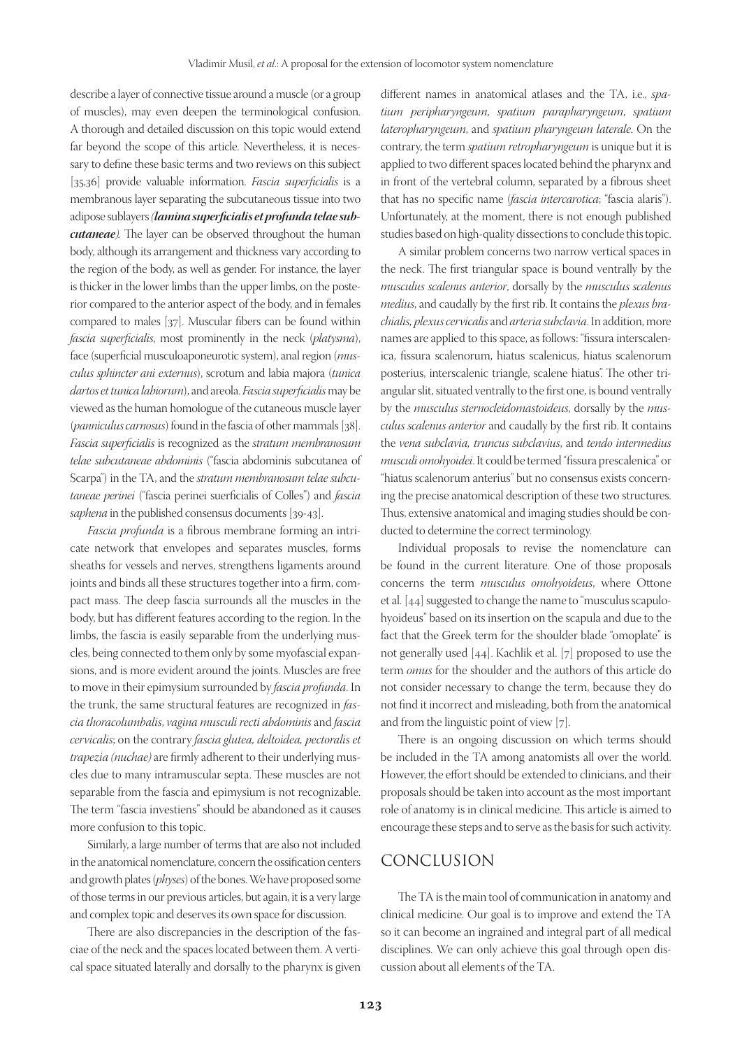describe a layer of connective tissue around a muscle (or a group of muscles), may even deepen the terminological confusion. A thorough and detailed discussion on this topic would extend far beyond the scope of this article. Nevertheless, it is necessary to define these basic terms and two reviews on this subject [35,36] provide valuable information. *Fascia superficialis* is a membranous layer separating the subcutaneous tissue into two adipose sublayers ***(lamina superficialis et profunda telae subcutaneae)***. The layer can be observed throughout the human body, although its arrangement and thickness vary according to the region of the body, as well as gender. For instance, the layer is thicker in the lower limbs than the upper limbs, on the posterior compared to the anterior aspect of the body, and in females compared to males [37]. Muscular fibers can be found within *fascia superficialis*, most prominently in the neck (*platysma*), face (superficial musculoaponeurotic system), anal region (*musculus sphincter ani externus*), scrotum and labia majora (*tunica dartos et tunica labiorum*), and areola. *Fascia superficialis* may be viewed as the human homologue of the cutaneous muscle layer (*panniculus carnosus*) found in the fascia of other mammals [38]. *Fascia superficialis* is recognized as the *stratum membranosum telae subcutaneae abdominis* ("fascia abdominis subcutanea of Scarpa") in the TA, and the *stratum membranosum telae subcutaneae perinei* ("fascia perinei suerficialis of Colles") and *fascia saphena* in the published consensus documents [39-43].

*Fascia profunda* is a fibrous membrane forming an intricate network that envelopes and separates muscles, forms sheaths for vessels and nerves, strengthens ligaments around joints and binds all these structures together into a firm, compact mass. The deep fascia surrounds all the muscles in the body, but has different features according to the region. In the limbs, the fascia is easily separable from the underlying muscles, being connected to them only by some myofascial expansions, and is more evident around the joints. Muscles are free to move in their epimysium surrounded by *fascia profunda*. In the trunk, the same structural features are recognized in *fascia thoracolumbalis*, *vagina musculi recti abdominis* and *fascia cervicalis*; on the contrary *fascia glutea, deltoidea, pectoralis et trapezia (nuchae)* are firmly adherent to their underlying muscles due to many intramuscular septa. These muscles are not separable from the fascia and epimysium is not recognizable. The term "fascia investiens" should be abandoned as it causes more confusion to this topic.

Similarly, a large number of terms that are also not included in the anatomical nomenclature, concern the ossification centers and growth plates (*physes*) of the bones. We have proposed some of those terms in our previous articles, but again, it is a very large and complex topic and deserves its own space for discussion.

There are also discrepancies in the description of the fasciae of the neck and the spaces located between them. A vertical space situated laterally and dorsally to the pharynx is given different names in anatomical atlases and the TA, i.e., *spatium peripharyngeum, spatium parapharyngeum, spatium lateropharyngeum*, and *spatium pharyngeum laterale*. On the contrary, the term *spatium retropharyngeum* is unique but it is applied to two different spaces located behind the pharynx and in front of the vertebral column, separated by a fibrous sheet that has no specific name (*fascia intercarotica*; "fascia alaris"). Unfortunately, at the moment, there is not enough published studies based on high-quality dissections to conclude this topic.

A similar problem concerns two narrow vertical spaces in the neck. The first triangular space is bound ventrally by the *musculus scalenus anterior*, dorsally by the *musculus scalenus medius*, and caudally by the first rib. It contains the *plexus brachialis, plexus cervicalis* and *arteria subclavia*. In addition, more names are applied to this space, as follows: "fissura interscalenica, fissura scalenorum, hiatus scalenicus, hiatus scalenorum posterius, interscalenic triangle, scalene hiatus". The other triangular slit, situated ventrally to the first one, is bound ventrally by the *musculus sternocleidomastoideus*, dorsally by the *musculus scalenus anterior* and caudally by the first rib. It contains the *vena subclavia, truncus subclavius*, and *tendo intermedius musculi omohyoidei*. It could be termed "fissura prescalenica" or "hiatus scalenorum anterius" but no consensus exists concerning the precise anatomical description of these two structures. Thus, extensive anatomical and imaging studies should be conducted to determine the correct terminology.

Individual proposals to revise the nomenclature can be found in the current literature. One of those proposals concerns the term *musculus omohyoideus*, where Ottone et al. [44] suggested to change the name to "musculus scapulohyoideus" based on its insertion on the scapula and due to the fact that the Greek term for the shoulder blade "omoplate" is not generally used [44]. Kachlik et al. [7] proposed to use the term *omus* for the shoulder and the authors of this article do not consider necessary to change the term, because they do not find it incorrect and misleading, both from the anatomical and from the linguistic point of view [7].

There is an ongoing discussion on which terms should be included in the TA among anatomists all over the world. However, the effort should be extended to clinicians, and their proposals should be taken into account as the most important role of anatomy is in clinical medicine. This article is aimed to encourage these steps and to serve as the basis for such activity.

## CONCLUSION

The TA is the main tool of communication in anatomy and clinical medicine. Our goal is to improve and extend the TA so it can become an ingrained and integral part of all medical disciplines. We can only achieve this goal through open discussion about all elements of the TA.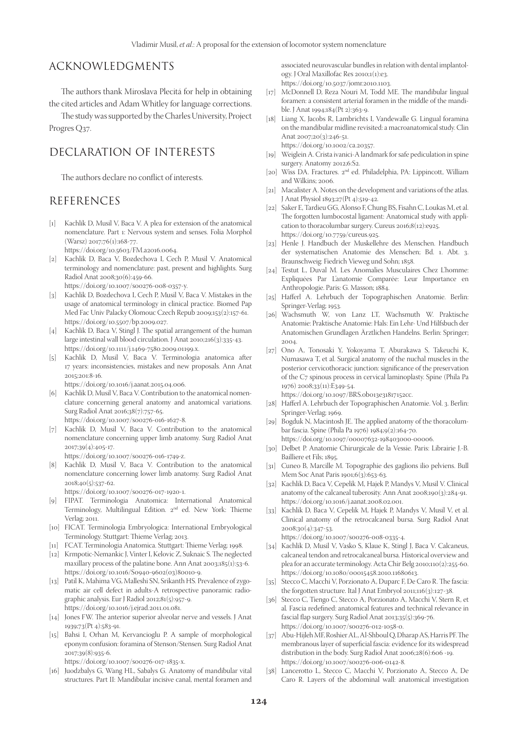## ACKNOWLEDGMENTS

The authors thank Miroslava Plecitá for help in obtaining the cited articles and Adam Whitley for language corrections.

The study was supported by the Charles University, Project Progres Q37.

## DECLARATION OF INTERESTS

The authors declare no conflict of interests.

## REFERENCES

[1] Kachlík D, Musil V, Baca V. A plea for extension of the anatomical nomenclature. Part 1: Nervous system and senses. Folia Morphol (Warsz) 2017;76(1):168-77. https://doi.org/10.5603/FM.a2016.0064.

[2] Kachlik D, Baca V, Bozdechova I, Cech P, Musil V. Anatomical terminology and nomenclature: past, present and highlights. Surg Radiol Anat 2008;30(6):459-66. https://doi.org/10.1007/s00276-008-0357-y.

[3] Kachlik D, Bozdechova I, Cech P, Musil V, Baca V. Mistakes in the usage of anatomical terminology in clinical practice. Biomed Pap Med Fac Univ Palacky Olomouc Czech Repub 2009;153(2):157-61. https://doi.org/10.5507/bp.2009.027.

[4] Kachlik D, Baca V, Stingl J. The spatial arrangement of the human large intestinal wall blood circulation. J Anat 2010;216(3):335-43. https://doi.org/10.1111/j.1469-7580.2009.01199.x.

[5] Kachlik D, Musil V, Baca V. Terminologia anatomica after 17 years: inconsistencies, mistakes and new proposals. Ann Anat 2015;201:8-16. https://doi.org/10.1016/j.aanat.2015.04.006.

[6] Kachlik D, Musil V, Baca V. Contribution to the anatomical nomenclature concerning general anatomy and anatomical variations. Surg Radiol Anat 2016;38(7):757-65. https://doi.org/10.1007/s00276-016-1627-8.

[7] Kachlik D, Musil V, Baca V. Contribution to the anatomical nomenclature concerning upper limb anatomy. Surg Radiol Anat 2017;39(4):405-17. https://doi.org/10.1007/s00276-016-1749-z.

[8] Kachlik D, Musil V, Baca V. Contribution to the anatomical nomenclature concerning lower limb anatomy. Surg Radiol Anat 2018;40(5):537-62. https://doi.org/10.1007/s00276-017-1920-1.

[9] FIPAT. Terminologia Anatomica: International Anatomical Terminology, Multilingual Edition. 2nd ed. New York: Thieme Verlag; 2011.

[10] FICAT. Terminologia Embryologica: International Embryological Terminology. Stuttgart: Thieme Verlag; 2013.

[11] FCAT. Terminologia Anatomica. Stuttgart: Thieme Verlag; 1998.

[12] Krmpotic-Nemankic J, Vinter I, Kelovic Z, Suknaic S. The neglected maxillary process of the palatine bone. Ann Anat 2003;185(1):53-6. https://doi.org/10.1016/S0940-9602(03)80010-9.

[13] Patil K, Mahima VG, Malleshi SN, Srikanth HS. Prevalence of zygomatic air cell defect in adults-A retrospective panoramic radiographic analysis. Eur J Radiol 2012;81(5):957-9. https://doi.org/10.1016/j.ejrad.2011.01.081.

[14] Jones FW. The anterior superior alveolar nerve and vessels. J Anat 1939;73(Pt 4):583-91.

[15] Bahsi I, Orhan M, Kervancioglu P. A sample of morphological eponym confusion: foramina of Stenson/Stensen. Surg Radiol Anat 2017;39(8):935-6. https://doi.org/10.1007/s00276-017-1835-x.

[16] Juodzbalys G, Wang HL, Sabalys G. Anatomy of mandibular vital structures. Part II: Mandibular incisive canal, mental foramen and associated neurovascular bundles in relation with dental implantology. J Oral Maxillofac Res 2010;1(1):e3. https://doi.org/10.5037/jomr.2010.1103.

[17] McDonnell D, Reza Nouri M, Todd ME. The mandibular lingual foramen: a consistent arterial foramen in the middle of the mandible. J Anat 1994;184(Pt 2):363-9.

[18] Liang X, Jacobs R, Lambrichts I, Vandewalle G. Lingual foramina on the mandibular midline revisited: a macroanatomical study. Clin Anat 2007;20(3):246-51. https://doi.org/10.1002/ca.20357.

[19] Weiglein A. Crista ivanici-A landmark for safe pediculation in spine surgery. Anatomy 2012;6:S2.

[20] Wiss DA. Fractures. 2nd ed. Philadelphia, PA: Lippincott, William and Wilkins; 2006.

[21] Macalister A. Notes on the development and variations of the atlas. J Anat Physiol 1893;27(Pt 4):519-42.

[22] Saker E, Tardieu GG, Alonso F, Chung BS, Fisahn C, Loukas M, et al. The forgotten lumbocostal ligament: Anatomical study with application to thoracolumbar surgery. Cureus 2016;8(12):e925. https://doi.org/10.7759/cureus.925.

[23] Henle J. Handbuch der Muskellehre des Menschen. Handbuch der systematischen Anatomie des Menschen; Bd. 1. Abt. 3. Braunschweig: Fiedrich Vieweg und Sohn; 1858.

[24] Testut L, Duval M. Les Anomalies Musculaires Chez L'homme: Expliquées Par L'anatomie Comparée: Leur Importance en Anthropologie. Paris: G. Masson; 1884.

[25] Hafferl A. Lehrbuch der Topographischen Anatomie. Berlin: Springer-Verlag; 1953.

[26] Wachsmuth W, von Lanz LT, Wachsmuth W. Praktische Anatomie: Praktische Anatomie: Hals: Ein Lehr- Und Hilfsbuch der Anatomischen Grundlagen Ärztlichen Handelns. Berlin: Springer; 2004.

[27] Ono A, Tonosaki Y, Yokoyama T, Aburakawa S, Takeuchi K, Numasawa T, et al. Surgical anatomy of the nuchal muscles in the posterior cervicothoracic junction: significance of the preservation of the C7 spinous process in cervical laminoplasty. Spine (Phila Pa 1976) 2008;33(11):E349-54. https://doi.org/10.1097/BRS.0b013e31817152cc.

[28] Hafferl A. Lehrbuch der Topographischen Anatomie. Vol. 3. Berlin: Springer-Verlag; 1969.

[29] Bogduk N, Macintosh JE. The applied anatomy of the thoracolumbar fascia. Spine (Phila Pa 1976) 1984;9(2):164-70. https://doi.org/10.1097/00007632-198403000-00006.

[30] Delbet P. Anatomie Chirurgicale de la Vessie. Paris: Librairie J.-B. Bailliere et Fils; 1895.

[31] Cuneo B, Marcille M. Topographie des gaglions ilio pelviens. Bull Mem Soc Anat Paris 1901;6(3):653-63.

[32] Kachlik D, Baca V, Cepelik M, Hajek P, Mandys V, Musil V. Clinical anatomy of the calcaneal tuberosity. Ann Anat 2008;190(3):284-91. https://doi.org/10.1016/j.aanat.2008.02.001.

[33] Kachlik D, Baca V, Cepelik M, Hajek P, Mandys V, Musil V, et al. Clinical anatomy of the retrocalcaneal bursa. Surg Radiol Anat 2008;30(4):347-53. https://doi.org/10.1007/s00276-008-0335-4.

[34] Kachlik D, Musil V, Vasko S, Klaue K, Stingl J, Baca V. Calcaneus, calcaneal tendon and retrocalcaneal bursa. Historical overview and plea for an accurate terminology. Acta Chir Belg 2010;110(2):255-60. https://doi.org/10.1080/00015458.2010.11680613.

[35] Stecco C, Macchi V, Porzionato A, Duparc F, De Caro R. The fascia: the forgotten structure. Ital J Anat Embryol 2011;116(3):127-38.

[36] Stecco C, Tiengo C, Stecco A, Porzionato A, Macchi V, Stern R, et al. Fascia redefined: anatomical features and technical relevance in fascial flap surgery. Surg Radiol Anat 2013;35(5):369-76. https://doi.org/10.1007/s00276-012-1058-0.

[37] Abu-Hijleh MF, Roshier AL, Al-Shboul Q, Dharap AS, Harris PF. The membranous layer of superficial fascia: evidence for its widespread distribution in the body. Surg Radiol Anat 2006;28(6):606 -19. https://doi.org/10.1007/s00276-006-0142-8.

[38] Lancerotto L, Stecco C, Macchi V, Porzionato A, Stecco A, De Caro R. Layers of the abdominal wall: anatomical investigation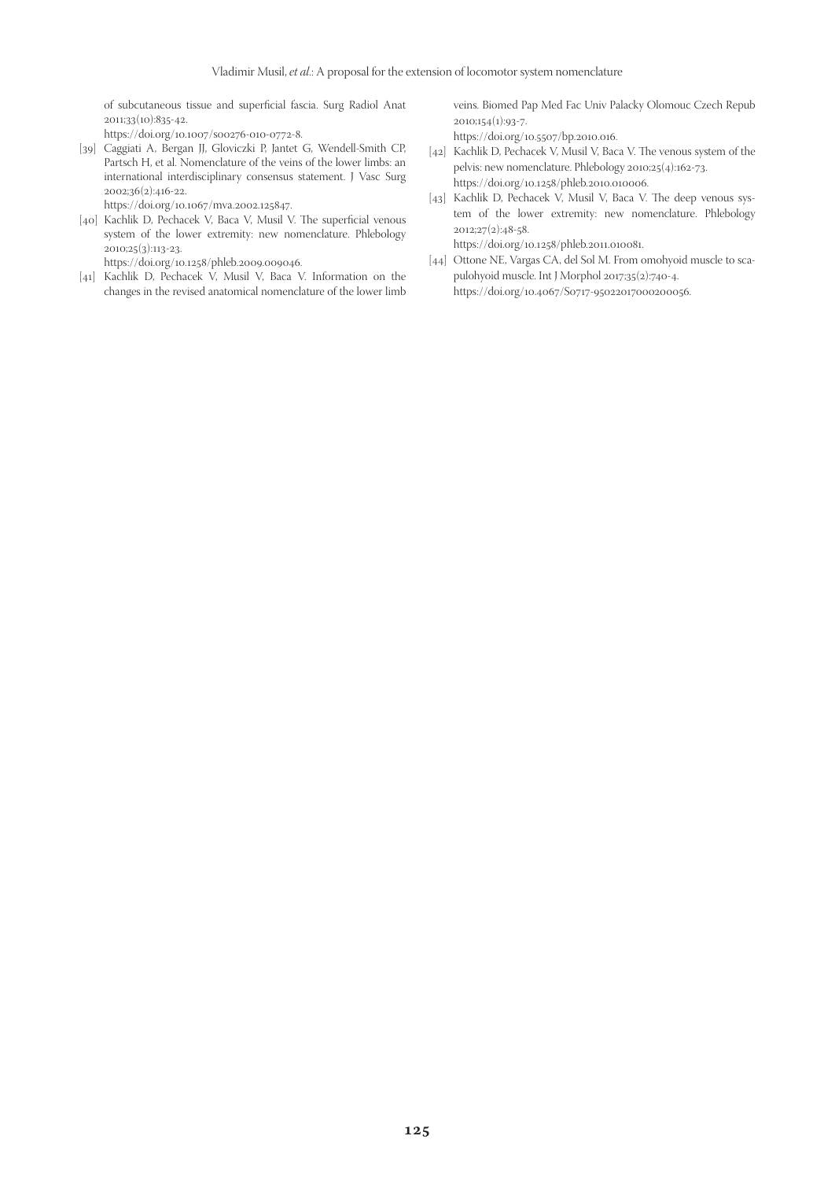of subcutaneous tissue and superficial fascia. Surg Radiol Anat 2011;33(10):835-42.
https://doi.org/10.1007/s00276-010-0772-8.

[39] Caggiati A, Bergan JJ, Gloviczki P, Jantet G, Wendell-Smith CP, Partsch H, et al. Nomenclature of the veins of the lower limbs: an international interdisciplinary consensus statement. J Vasc Surg 2002;36(2):416-22.
https://doi.org/10.1067/mva.2002.125847.

[40] Kachlik D, Pechacek V, Baca V, Musil V. The superficial venous system of the lower extremity: new nomenclature. Phlebology 2010;25(3):113-23.
https://doi.org/10.1258/phleb.2009.009046.

[41] Kachlik D, Pechacek V, Musil V, Baca V. Information on the changes in the revised anatomical nomenclature of the lower limb veins. Biomed Pap Med Fac Univ Palacky Olomouc Czech Repub 2010;154(1):93-7.
https://doi.org/10.5507/bp.2010.016.

[42] Kachlik D, Pechacek V, Musil V, Baca V. The venous system of the pelvis: new nomenclature. Phlebology 2010;25(4):162-73.
https://doi.org/10.1258/phleb.2010.010006.

[43] Kachlik D, Pechacek V, Musil V, Baca V. The deep venous system of the lower extremity: new nomenclature. Phlebology 2012;27(2):48-58.
https://doi.org/10.1258/phleb.2011.010081.

[44] Ottone NE, Vargas CA, del Sol M. From omohyoid muscle to scapulohyoid muscle. Int J Morphol 2017;35(2):740-4.
https://doi.org/10.4067/S0717-95022017000200056.